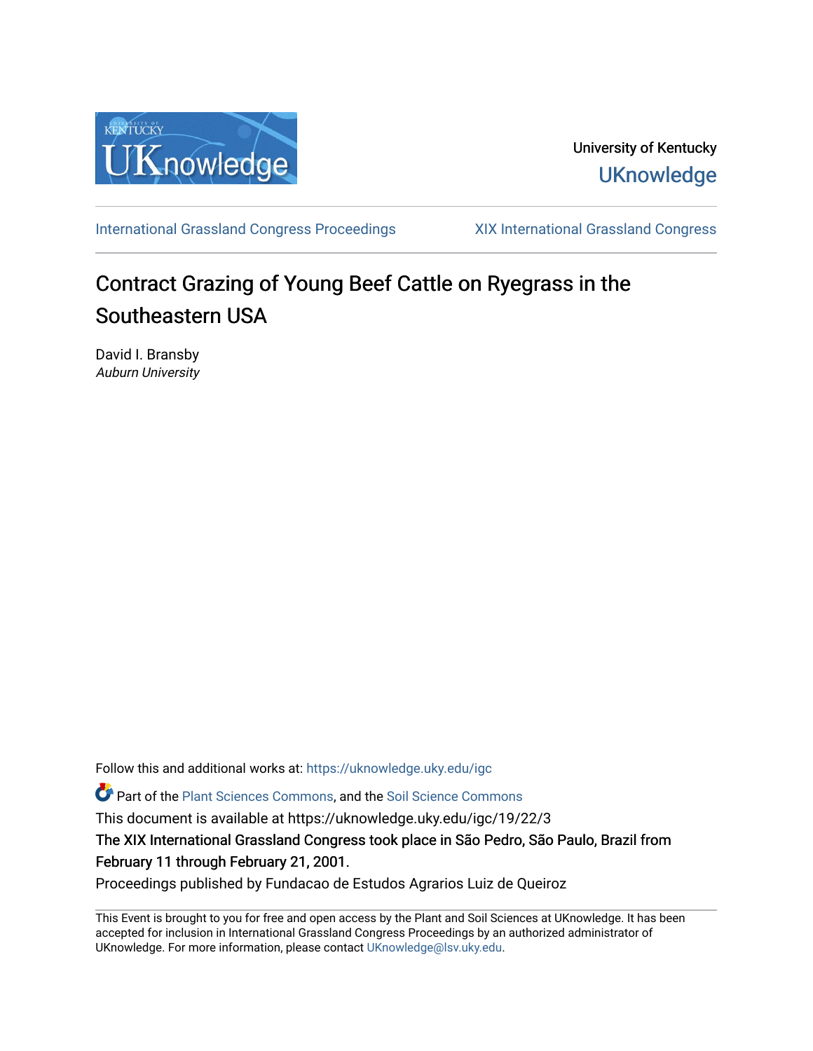University of Kentucky

UKnowledge

International Grassland Congress Proceedings | XIX International Grassland Congress

# Contract Grazing of Young Beef Cattle on Ryegrass in the Southeastern USA

David I. Bransby
*Auburn University*

Follow this and additional works at: https://uknowledge.uky.edu/igc

Part of the Plant Sciences Commons, and the Soil Science Commons

This document is available at https://uknowledge.uky.edu/igc/19/22/3

The XIX International Grassland Congress took place in São Pedro, São Paulo, Brazil from February 11 through February 21, 2001.

Proceedings published by Fundacao de Estudos Agrarios Luiz de Queiroz

This Event is brought to you for free and open access by the Plant and Soil Sciences at UKnowledge. It has been accepted for inclusion in International Grassland Congress Proceedings by an authorized administrator of UKnowledge. For more information, please contact UKnowledge@lsv.uky.edu.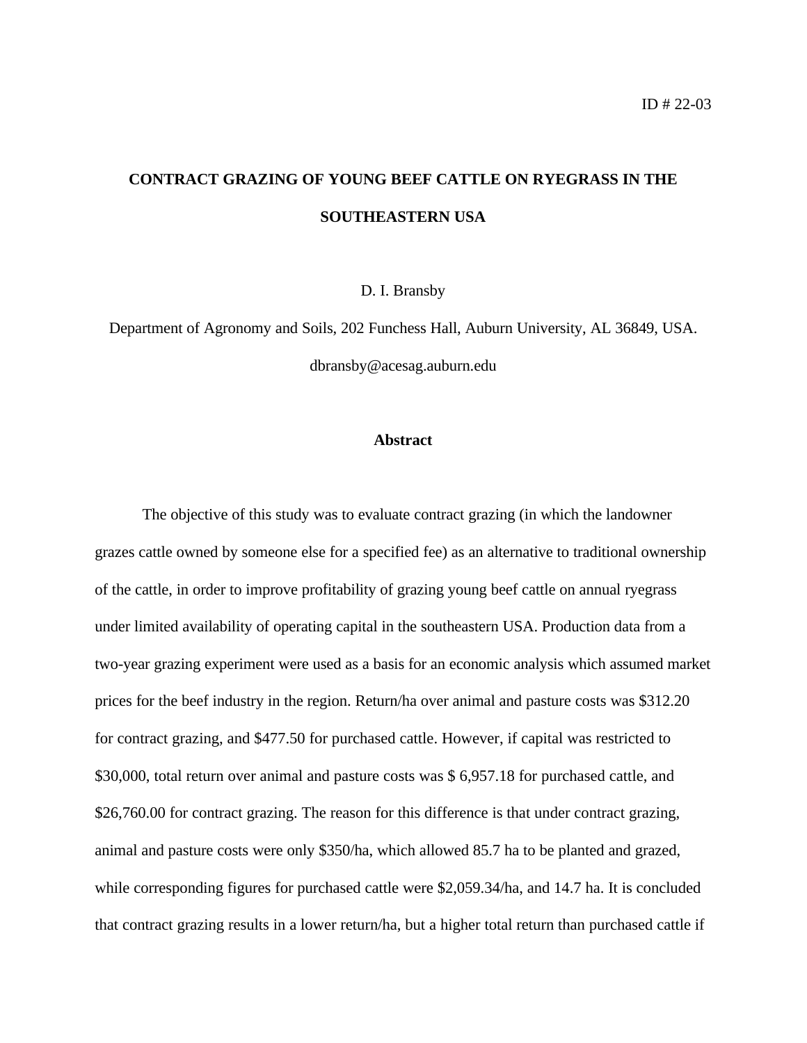ID # 22-03

# CONTRACT GRAZING OF YOUNG BEEF CATTLE ON RYEGRASS IN THE SOUTHEASTERN USA

D. I. Bransby

Department of Agronomy and Soils, 202 Funchess Hall, Auburn University, AL 36849, USA.

dbransby@acesag.auburn.edu

## Abstract

The objective of this study was to evaluate contract grazing (in which the landowner grazes cattle owned by someone else for a specified fee) as an alternative to traditional ownership of the cattle, in order to improve profitability of grazing young beef cattle on annual ryegrass under limited availability of operating capital in the southeastern USA. Production data from a two-year grazing experiment were used as a basis for an economic analysis which assumed market prices for the beef industry in the region. Return/ha over animal and pasture costs was $312.20 for contract grazing, and $477.50 for purchased cattle. However, if capital was restricted to $30,000, total return over animal and pasture costs was $ 6,957.18 for purchased cattle, and $26,760.00 for contract grazing. The reason for this difference is that under contract grazing, animal and pasture costs were only $350/ha, which allowed 85.7 ha to be planted and grazed, while corresponding figures for purchased cattle were $2,059.34/ha, and 14.7 ha. It is concluded that contract grazing results in a lower return/ha, but a higher total return than purchased cattle if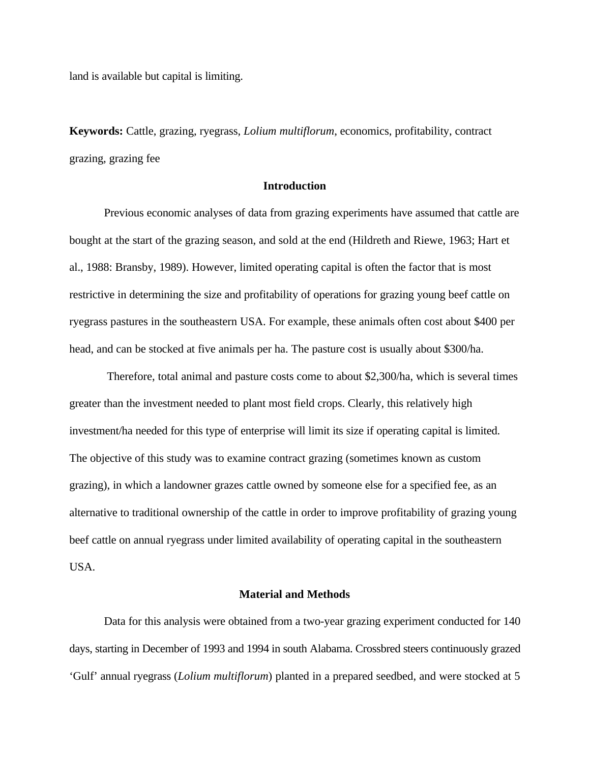land is available but capital is limiting.

**Keywords:** Cattle, grazing, ryegrass, *Lolium multiflorum*, economics, profitability, contract grazing, grazing fee

## Introduction

Previous economic analyses of data from grazing experiments have assumed that cattle are bought at the start of the grazing season, and sold at the end (Hildreth and Riewe, 1963; Hart et al., 1988: Bransby, 1989). However, limited operating capital is often the factor that is most restrictive in determining the size and profitability of operations for grazing young beef cattle on ryegrass pastures in the southeastern USA. For example, these animals often cost about $400 per head, and can be stocked at five animals per ha. The pasture cost is usually about $300/ha.

Therefore, total animal and pasture costs come to about $2,300/ha, which is several times greater than the investment needed to plant most field crops. Clearly, this relatively high investment/ha needed for this type of enterprise will limit its size if operating capital is limited. The objective of this study was to examine contract grazing (sometimes known as custom grazing), in which a landowner grazes cattle owned by someone else for a specified fee, as an alternative to traditional ownership of the cattle in order to improve profitability of grazing young beef cattle on annual ryegrass under limited availability of operating capital in the southeastern USA.

## Material and Methods

Data for this analysis were obtained from a two-year grazing experiment conducted for 140 days, starting in December of 1993 and 1994 in south Alabama. Crossbred steers continuously grazed 'Gulf' annual ryegrass (*Lolium multiflorum*) planted in a prepared seedbed, and were stocked at 5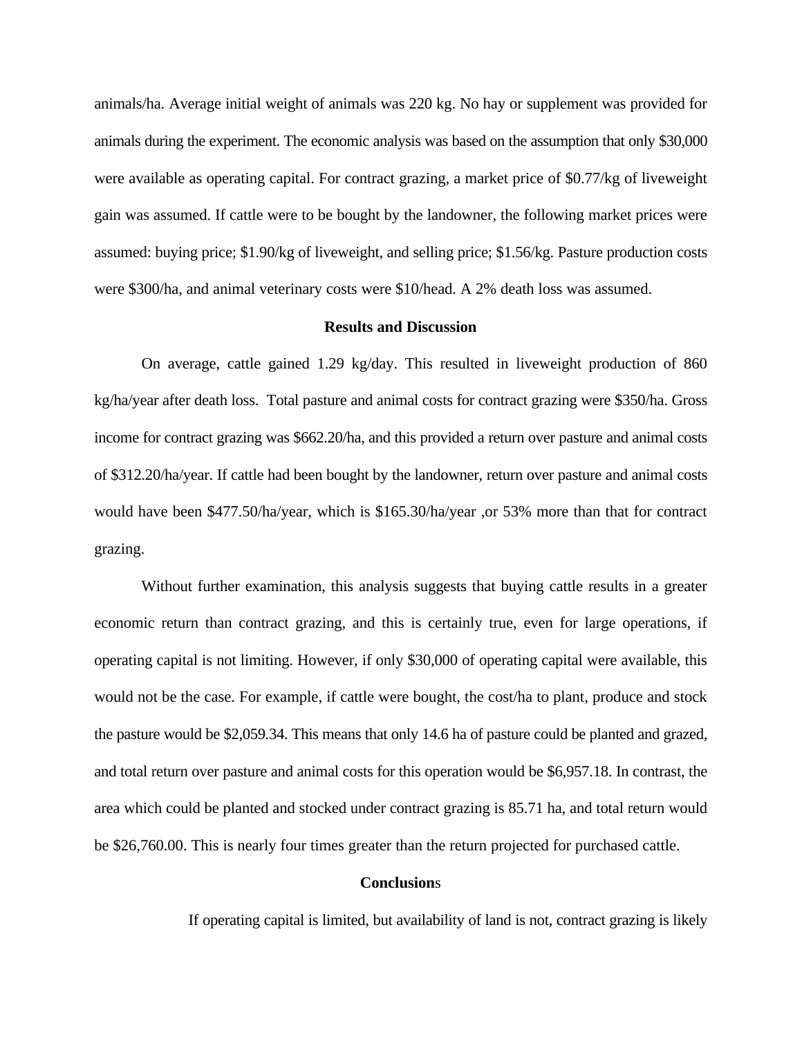animals/ha. Average initial weight of animals was 220 kg. No hay or supplement was provided for animals during the experiment. The economic analysis was based on the assumption that only $30,000 were available as operating capital. For contract grazing, a market price of $0.77/kg of liveweight gain was assumed. If cattle were to be bought by the landowner, the following market prices were assumed: buying price; $1.90/kg of liveweight, and selling price; $1.56/kg. Pasture production costs were $300/ha, and animal veterinary costs were $10/head. A 2% death loss was assumed.

## Results and Discussion

On average, cattle gained 1.29 kg/day. This resulted in liveweight production of 860 kg/ha/year after death loss. Total pasture and animal costs for contract grazing were $350/ha. Gross income for contract grazing was $662.20/ha, and this provided a return over pasture and animal costs of $312.20/ha/year. If cattle had been bought by the landowner, return over pasture and animal costs would have been $477.50/ha/year, which is $165.30/ha/year ,or 53% more than that for contract grazing.

Without further examination, this analysis suggests that buying cattle results in a greater economic return than contract grazing, and this is certainly true, even for large operations, if operating capital is not limiting. However, if only $30,000 of operating capital were available, this would not be the case. For example, if cattle were bought, the cost/ha to plant, produce and stock the pasture would be $2,059.34. This means that only 14.6 ha of pasture could be planted and grazed, and total return over pasture and animal costs for this operation would be $6,957.18. In contrast, the area which could be planted and stocked under contract grazing is 85.71 ha, and total return would be $26,760.00. This is nearly four times greater than the return projected for purchased cattle.

## Conclusions

If operating capital is limited, but availability of land is not, contract grazing is likely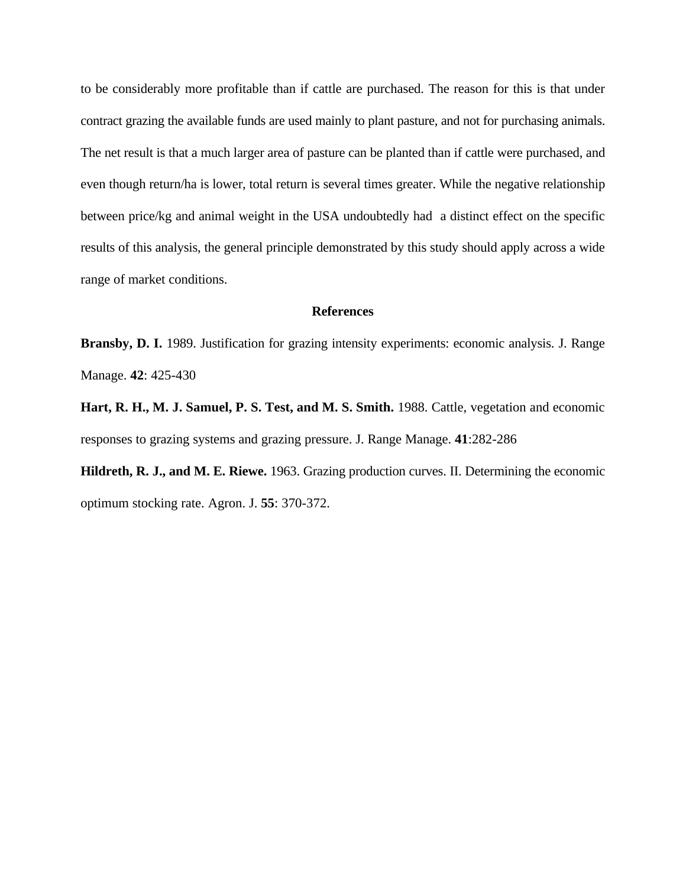to be considerably more profitable than if cattle are purchased. The reason for this is that under contract grazing the available funds are used mainly to plant pasture, and not for purchasing animals. The net result is that a much larger area of pasture can be planted than if cattle were purchased, and even though return/ha is lower, total return is several times greater. While the negative relationship between price/kg and animal weight in the USA undoubtedly had a distinct effect on the specific results of this analysis, the general principle demonstrated by this study should apply across a wide range of market conditions.

## References

**Bransby, D. I.** 1989. Justification for grazing intensity experiments: economic analysis. J. Range Manage. **42**: 425-430

**Hart, R. H., M. J. Samuel, P. S. Test, and M. S. Smith.** 1988. Cattle, vegetation and economic responses to grazing systems and grazing pressure. J. Range Manage. **41**:282-286

**Hildreth, R. J., and M. E. Riewe.** 1963. Grazing production curves. II. Determining the economic optimum stocking rate. Agron. J. **55**: 370-372.